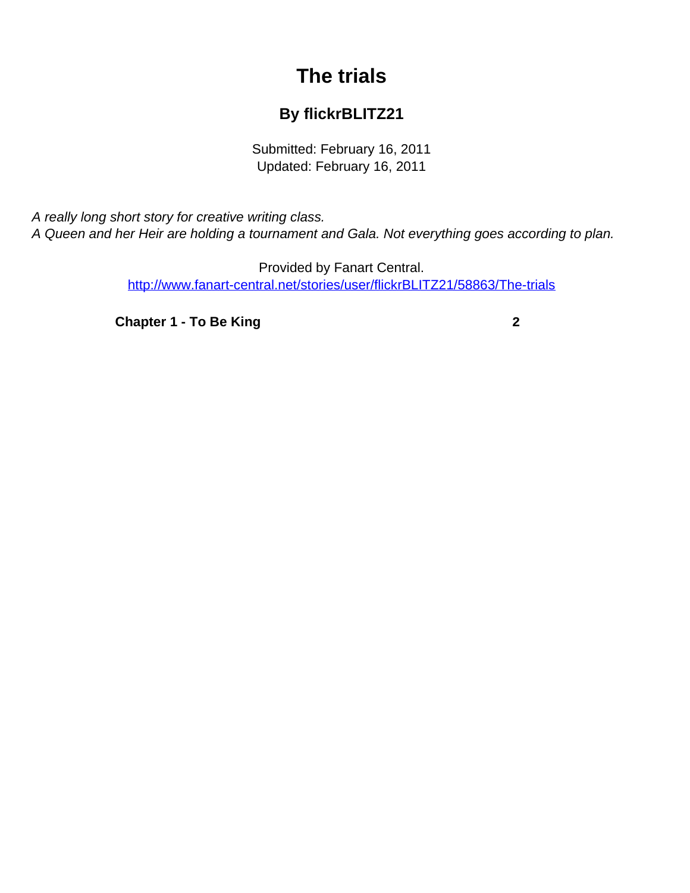# The trials

## By flickrBLITZ21

Submitted: February 16, 2011
Updated: February 16, 2011

*A really long short story for creative writing class.*
*A Queen and her Heir are holding a tournament and Gala. Not everything goes according to plan.*

Provided by Fanart Central.
[http://www.fanart-central.net/stories/user/flickrBLITZ21/58863/The-trials](http://www.fanart-central.net/stories/user/flickrBLITZ21/58863/The-trials)

| | |
|---|---|
| **Chapter 1 - To Be King** | **2** |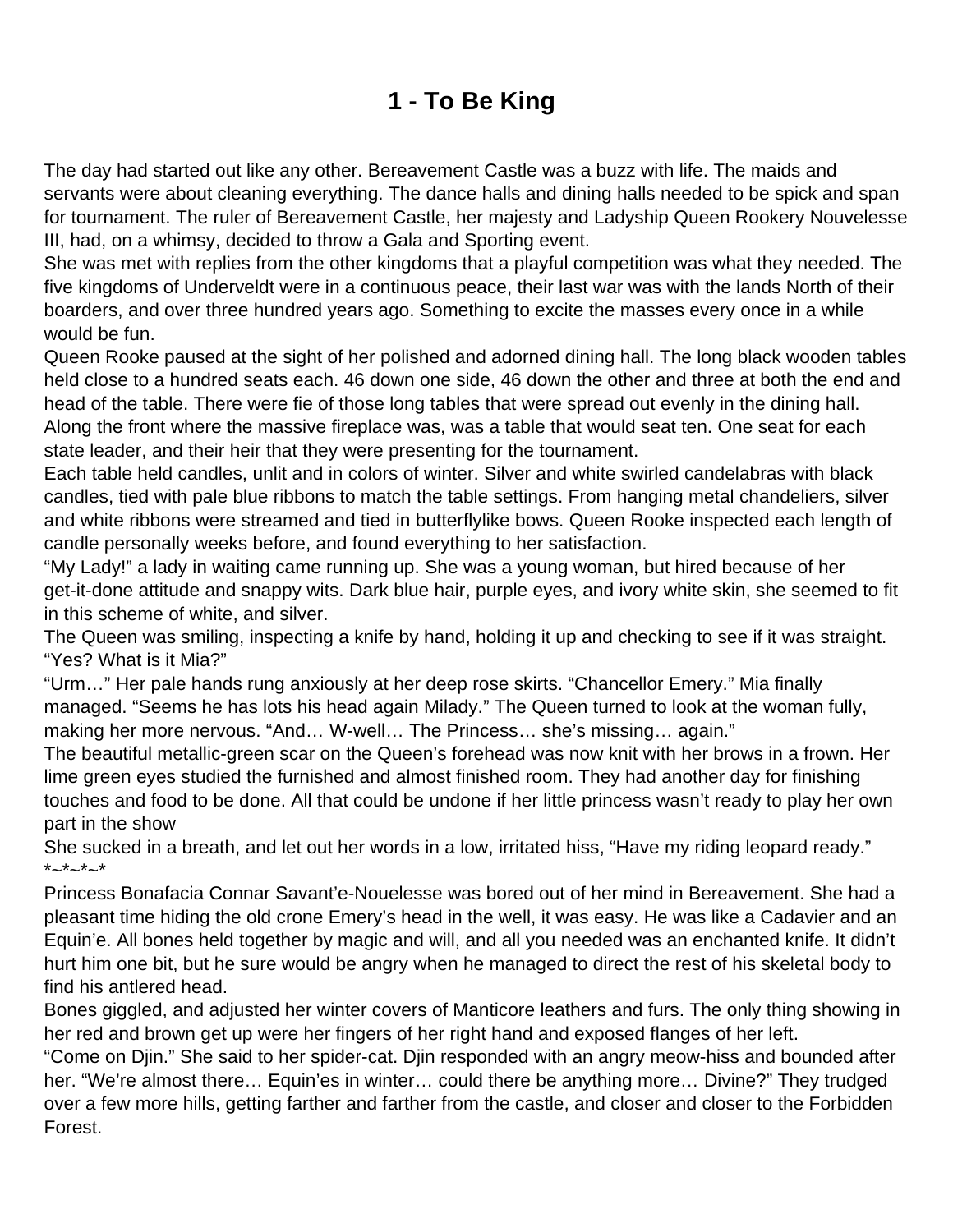# 1 - To Be King

The day had started out like any other. Bereavement Castle was a buzz with life. The maids and servants were about cleaning everything. The dance halls and dining halls needed to be spick and span for tournament. The ruler of Bereavement Castle, her majesty and Ladyship Queen Rookery Nouvelesse III, had, on a whimsy, decided to throw a Gala and Sporting event.

She was met with replies from the other kingdoms that a playful competition was what they needed. The five kingdoms of Underveldt were in a continuous peace, their last war was with the lands North of their boarders, and over three hundred years ago. Something to excite the masses every once in a while would be fun.

Queen Rooke paused at the sight of her polished and adorned dining hall. The long black wooden tables held close to a hundred seats each. 46 down one side, 46 down the other and three at both the end and head of the table. There were fie of those long tables that were spread out evenly in the dining hall. Along the front where the massive fireplace was, was a table that would seat ten. One seat for each state leader, and their heir that they were presenting for the tournament.

Each table held candles, unlit and in colors of winter. Silver and white swirled candelabras with black candles, tied with pale blue ribbons to match the table settings. From hanging metal chandeliers, silver and white ribbons were streamed and tied in butterflylike bows. Queen Rooke inspected each length of candle personally weeks before, and found everything to her satisfaction.

“My Lady!” a lady in waiting came running up. She was a young woman, but hired because of her get-it-done attitude and snappy wits. Dark blue hair, purple eyes, and ivory white skin, she seemed to fit in this scheme of white, and silver.

The Queen was smiling, inspecting a knife by hand, holding it up and checking to see if it was straight. “Yes? What is it Mia?”

“Urm…” Her pale hands rung anxiously at her deep rose skirts. “Chancellor Emery.” Mia finally managed. “Seems he has lots his head again Milady.” The Queen turned to look at the woman fully, making her more nervous. “And… W-well… The Princess… she’s missing… again.”

The beautiful metallic-green scar on the Queen’s forehead was now knit with her brows in a frown. Her lime green eyes studied the furnished and almost finished room. They had another day for finishing touches and food to be done. All that could be undone if her little princess wasn’t ready to play her own part in the show

She sucked in a breath, and let out her words in a low, irritated hiss, “Have my riding leopard ready.”

*~*~*~*

Princess Bonafacia Connar Savant’e-Nouelesse was bored out of her mind in Bereavement. She had a pleasant time hiding the old crone Emery’s head in the well, it was easy. He was like a Cadavier and an Equin’e. All bones held together by magic and will, and all you needed was an enchanted knife. It didn’t hurt him one bit, but he sure would be angry when he managed to direct the rest of his skeletal body to find his antlered head.

Bones giggled, and adjusted her winter covers of Manticore leathers and furs. The only thing showing in her red and brown get up were her fingers of her right hand and exposed flanges of her left.

“Come on Djin.” She said to her spider-cat. Djin responded with an angry meow-hiss and bounded after her. “We’re almost there… Equin’es in winter… could there be anything more… Divine?” They trudged over a few more hills, getting farther and farther from the castle, and closer and closer to the Forbidden Forest.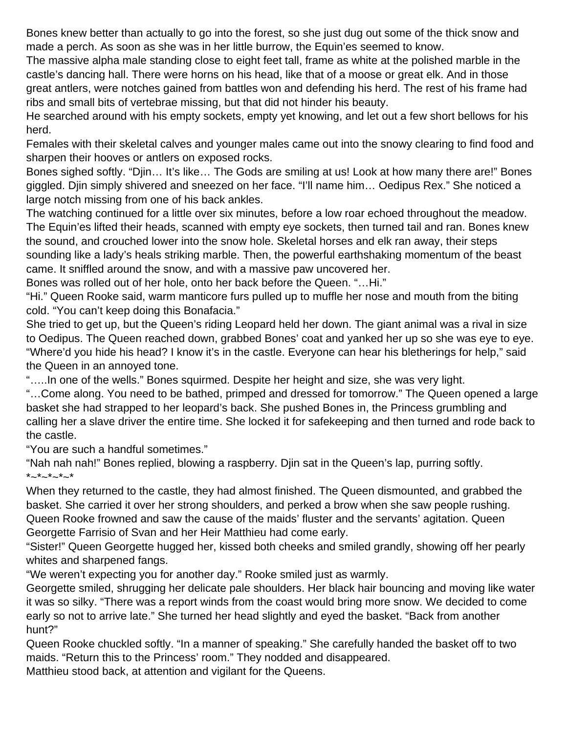Bones knew better than actually to go into the forest, so she just dug out some of the thick snow and made a perch. As soon as she was in her little burrow, the Equin'es seemed to know.

The massive alpha male standing close to eight feet tall, frame as white at the polished marble in the castle's dancing hall. There were horns on his head, like that of a moose or great elk. And in those great antlers, were notches gained from battles won and defending his herd. The rest of his frame had ribs and small bits of vertebrae missing, but that did not hinder his beauty.

He searched around with his empty sockets, empty yet knowing, and let out a few short bellows for his herd.

Females with their skeletal calves and younger males came out into the snowy clearing to find food and sharpen their hooves or antlers on exposed rocks.

Bones sighed softly. "Djin… It's like… The Gods are smiling at us! Look at how many there are!" Bones giggled. Djin simply shivered and sneezed on her face. "I'll name him… Oedipus Rex." She noticed a large notch missing from one of his back ankles.

The watching continued for a little over six minutes, before a low roar echoed throughout the meadow. The Equin'es lifted their heads, scanned with empty eye sockets, then turned tail and ran. Bones knew the sound, and crouched lower into the snow hole. Skeletal horses and elk ran away, their steps sounding like a lady's heals striking marble. Then, the powerful earthshaking momentum of the beast came. It sniffled around the snow, and with a massive paw uncovered her.

Bones was rolled out of her hole, onto her back before the Queen. "…Hi."

"Hi." Queen Rooke said, warm manticore furs pulled up to muffle her nose and mouth from the biting cold. "You can't keep doing this Bonafacia."

She tried to get up, but the Queen's riding Leopard held her down. The giant animal was a rival in size to Oedipus. The Queen reached down, grabbed Bones' coat and yanked her up so she was eye to eye. "Where'd you hide his head? I know it's in the castle. Everyone can hear his bletherings for help," said the Queen in an annoyed tone.

"…..In one of the wells." Bones squirmed. Despite her height and size, she was very light.

"…Come along. You need to be bathed, primped and dressed for tomorrow." The Queen opened a large basket she had strapped to her leopard's back. She pushed Bones in, the Princess grumbling and calling her a slave driver the entire time. She locked it for safekeeping and then turned and rode back to the castle.

"You are such a handful sometimes."

"Nah nah nah!" Bones replied, blowing a raspberry. Djin sat in the Queen's lap, purring softly.

*~*~*~*~*

When they returned to the castle, they had almost finished. The Queen dismounted, and grabbed the basket. She carried it over her strong shoulders, and perked a brow when she saw people rushing. Queen Rooke frowned and saw the cause of the maids' fluster and the servants' agitation. Queen Georgette Farrisio of Svan and her Heir Matthieu had come early.

"Sister!" Queen Georgette hugged her, kissed both cheeks and smiled grandly, showing off her pearly whites and sharpened fangs.

"We weren't expecting you for another day." Rooke smiled just as warmly.

Georgette smiled, shrugging her delicate pale shoulders. Her black hair bouncing and moving like water it was so silky. "There was a report winds from the coast would bring more snow. We decided to come early so not to arrive late." She turned her head slightly and eyed the basket. "Back from another hunt?"

Queen Rooke chuckled softly. "In a manner of speaking." She carefully handed the basket off to two maids. "Return this to the Princess' room." They nodded and disappeared.

Matthieu stood back, at attention and vigilant for the Queens.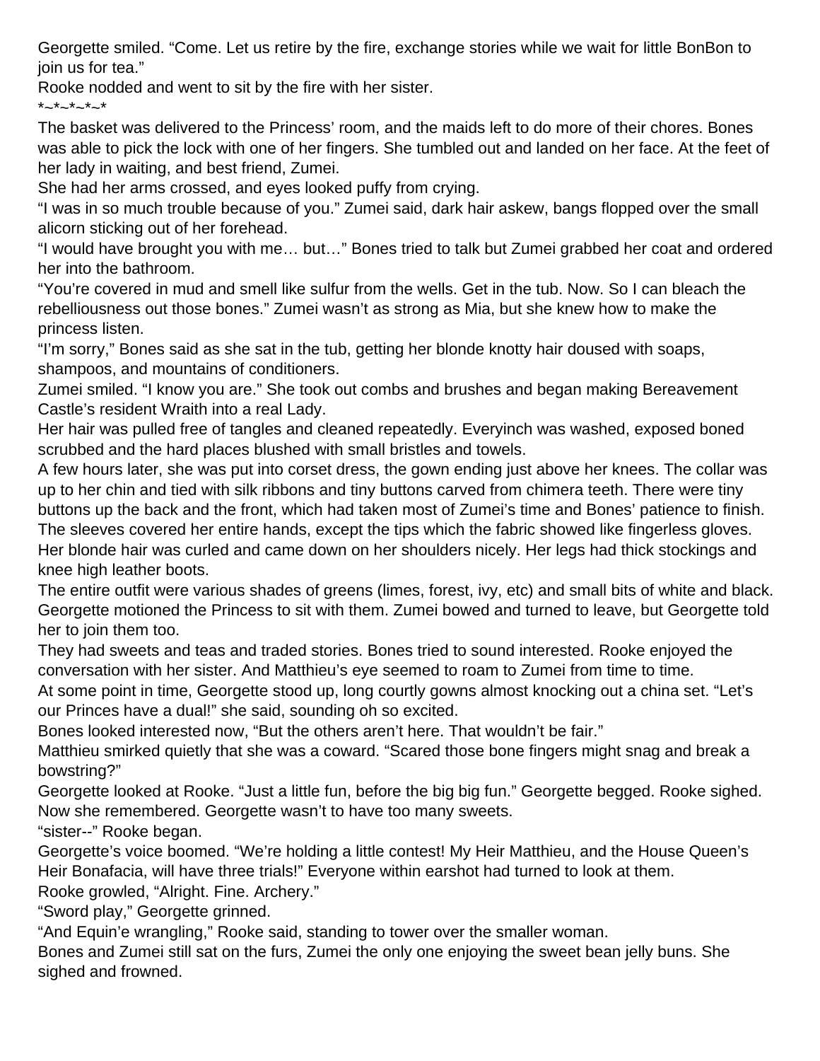Georgette smiled. “Come. Let us retire by the fire, exchange stories while we wait for little BonBon to join us for tea.”

Rooke nodded and went to sit by the fire with her sister.

*~*~*~*~*

The basket was delivered to the Princess’ room, and the maids left to do more of their chores. Bones was able to pick the lock with one of her fingers. She tumbled out and landed on her face. At the feet of her lady in waiting, and best friend, Zumei.

She had her arms crossed, and eyes looked puffy from crying.

“I was in so much trouble because of you.” Zumei said, dark hair askew, bangs flopped over the small alicorn sticking out of her forehead.

“I would have brought you with me… but…” Bones tried to talk but Zumei grabbed her coat and ordered her into the bathroom.

“You’re covered in mud and smell like sulfur from the wells. Get in the tub. Now. So I can bleach the rebelliousness out those bones.” Zumei wasn’t as strong as Mia, but she knew how to make the princess listen.

“I’m sorry,” Bones said as she sat in the tub, getting her blonde knotty hair doused with soaps, shampoos, and mountains of conditioners.

Zumei smiled. “I know you are.” She took out combs and brushes and began making Bereavement Castle’s resident Wraith into a real Lady.

Her hair was pulled free of tangles and cleaned repeatedly. Everyinch was washed, exposed boned scrubbed and the hard places blushed with small bristles and towels.

A few hours later, she was put into corset dress, the gown ending just above her knees. The collar was up to her chin and tied with silk ribbons and tiny buttons carved from chimera teeth. There were tiny buttons up the back and the front, which had taken most of Zumei’s time and Bones’ patience to finish. The sleeves covered her entire hands, except the tips which the fabric showed like fingerless gloves. Her blonde hair was curled and came down on her shoulders nicely. Her legs had thick stockings and knee high leather boots.

The entire outfit were various shades of greens (limes, forest, ivy, etc) and small bits of white and black.

Georgette motioned the Princess to sit with them. Zumei bowed and turned to leave, but Georgette told her to join them too.

They had sweets and teas and traded stories. Bones tried to sound interested. Rooke enjoyed the conversation with her sister. And Matthieu’s eye seemed to roam to Zumei from time to time.

At some point in time, Georgette stood up, long courtly gowns almost knocking out a china set. “Let’s our Princes have a dual!” she said, sounding oh so excited.

Bones looked interested now, “But the others aren’t here. That wouldn’t be fair.”

Matthieu smirked quietly that she was a coward. “Scared those bone fingers might snag and break a bowstring?”

Georgette looked at Rooke. “Just a little fun, before the big big fun.” Georgette begged. Rooke sighed. Now she remembered. Georgette wasn’t to have too many sweets.

“sister--” Rooke began.

Georgette’s voice boomed. “We’re holding a little contest! My Heir Matthieu, and the House Queen’s Heir Bonafacia, will have three trials!” Everyone within earshot had turned to look at them.

Rooke growled, “Alright. Fine. Archery.”

“Sword play,” Georgette grinned.

“And Equin’e wrangling,” Rooke said, standing to tower over the smaller woman.

Bones and Zumei still sat on the furs, Zumei the only one enjoying the sweet bean jelly buns. She sighed and frowned.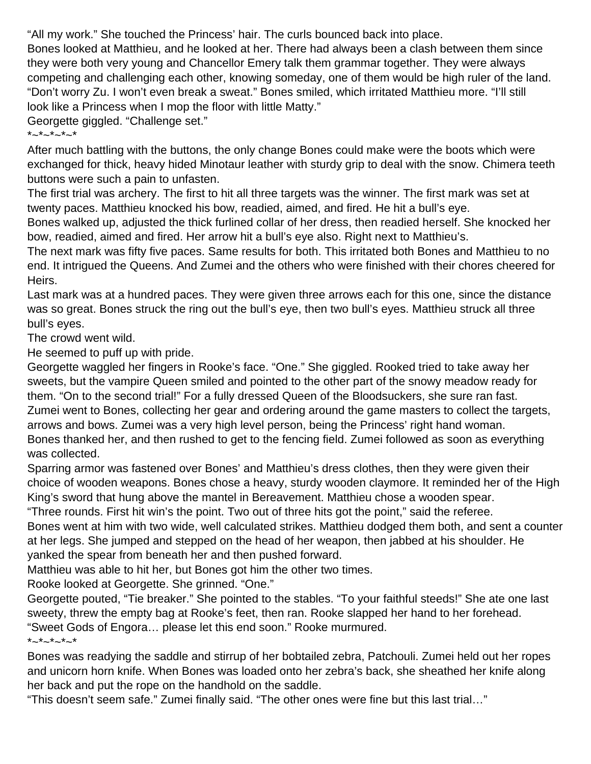"All my work." She touched the Princess' hair. The curls bounced back into place.

Bones looked at Matthieu, and he looked at her. There had always been a clash between them since they were both very young and Chancellor Emery talk them grammar together. They were always competing and challenging each other, knowing someday, one of them would be high ruler of the land.

"Don't worry Zu. I won't even break a sweat." Bones smiled, which irritated Matthieu more. "I'll still look like a Princess when I mop the floor with little Matty."

Georgette giggled. "Challenge set."

*~*~*~*~*

After much battling with the buttons, the only change Bones could make were the boots which were exchanged for thick, heavy hided Minotaur leather with sturdy grip to deal with the snow. Chimera teeth buttons were such a pain to unfasten.

The first trial was archery. The first to hit all three targets was the winner. The first mark was set at twenty paces. Matthieu knocked his bow, readied, aimed, and fired. He hit a bull's eye.

Bones walked up, adjusted the thick furlined collar of her dress, then readied herself. She knocked her bow, readied, aimed and fired. Her arrow hit a bull's eye also. Right next to Matthieu's.

The next mark was fifty five paces. Same results for both. This irritated both Bones and Matthieu to no end. It intrigued the Queens. And Zumei and the others who were finished with their chores cheered for Heirs.

Last mark was at a hundred paces. They were given three arrows each for this one, since the distance was so great. Bones struck the ring out the bull's eye, then two bull's eyes. Matthieu struck all three bull's eyes.

The crowd went wild.

He seemed to puff up with pride.

Georgette waggled her fingers in Rooke's face. "One." She giggled. Rooked tried to take away her sweets, but the vampire Queen smiled and pointed to the other part of the snowy meadow ready for them. "On to the second trial!" For a fully dressed Queen of the Bloodsuckers, she sure ran fast.

Zumei went to Bones, collecting her gear and ordering around the game masters to collect the targets, arrows and bows. Zumei was a very high level person, being the Princess' right hand woman.

Bones thanked her, and then rushed to get to the fencing field. Zumei followed as soon as everything was collected.

Sparring armor was fastened over Bones' and Matthieu's dress clothes, then they were given their choice of wooden weapons. Bones chose a heavy, sturdy wooden claymore. It reminded her of the High King's sword that hung above the mantel in Bereavement. Matthieu chose a wooden spear.

"Three rounds. First hit win's the point. Two out of three hits got the point," said the referee.

Bones went at him with two wide, well calculated strikes. Matthieu dodged them both, and sent a counter at her legs. She jumped and stepped on the head of her weapon, then jabbed at his shoulder. He yanked the spear from beneath her and then pushed forward.

Matthieu was able to hit her, but Bones got him the other two times.

Rooke looked at Georgette. She grinned. "One."

Georgette pouted, "Tie breaker." She pointed to the stables. "To your faithful steeds!" She ate one last sweety, threw the empty bag at Rooke's feet, then ran. Rooke slapped her hand to her forehead.

"Sweet Gods of Engora… please let this end soon." Rooke murmured.

*~*~*~*~*

Bones was readying the saddle and stirrup of her bobtailed zebra, Patchouli. Zumei held out her ropes and unicorn horn knife. When Bones was loaded onto her zebra's back, she sheathed her knife along her back and put the rope on the handhold on the saddle.

"This doesn't seem safe." Zumei finally said. "The other ones were fine but this last trial…"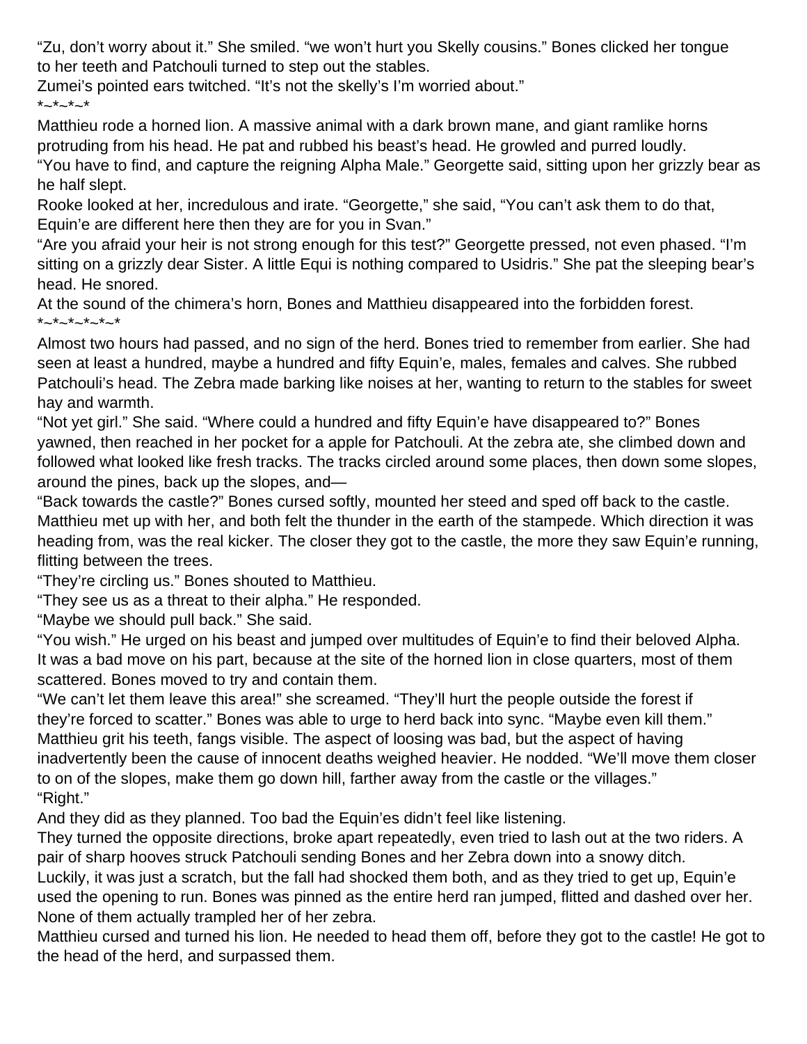"Zu, don't worry about it." She smiled. "we won't hurt you Skelly cousins." Bones clicked her tongue to her teeth and Patchouli turned to step out the stables.

Zumei's pointed ears twitched. "It's not the skelly's I'm worried about."

*~*~*~*

Matthieu rode a horned lion. A massive animal with a dark brown mane, and giant ramlike horns protruding from his head. He pat and rubbed his beast's head. He growled and purred loudly.

"You have to find, and capture the reigning Alpha Male." Georgette said, sitting upon her grizzly bear as he half slept.

Rooke looked at her, incredulous and irate. "Georgette," she said, "You can't ask them to do that, Equin'e are different here then they are for you in Svan."

"Are you afraid your heir is not strong enough for this test?" Georgette pressed, not even phased. "I'm sitting on a grizzly dear Sister. A little Equi is nothing compared to Usidris." She pat the sleeping bear's head. He snored.

At the sound of the chimera's horn, Bones and Matthieu disappeared into the forbidden forest.

*~*~*~*~*~*

Almost two hours had passed, and no sign of the herd. Bones tried to remember from earlier. She had seen at least a hundred, maybe a hundred and fifty Equin'e, males, females and calves. She rubbed Patchouli's head. The Zebra made barking like noises at her, wanting to return to the stables for sweet hay and warmth.

"Not yet girl." She said. "Where could a hundred and fifty Equin'e have disappeared to?" Bones yawned, then reached in her pocket for a apple for Patchouli. At the zebra ate, she climbed down and followed what looked like fresh tracks. The tracks circled around some places, then down some slopes, around the pines, back up the slopes, and—

"Back towards the castle?" Bones cursed softly, mounted her steed and sped off back to the castle. Matthieu met up with her, and both felt the thunder in the earth of the stampede. Which direction it was heading from, was the real kicker. The closer they got to the castle, the more they saw Equin'e running, flitting between the trees.

"They're circling us." Bones shouted to Matthieu.

"They see us as a threat to their alpha." He responded.

"Maybe we should pull back." She said.

"You wish." He urged on his beast and jumped over multitudes of Equin'e to find their beloved Alpha. It was a bad move on his part, because at the site of the horned lion in close quarters, most of them scattered. Bones moved to try and contain them.

"We can't let them leave this area!" she screamed. "They'll hurt the people outside the forest if they're forced to scatter." Bones was able to urge to herd back into sync. "Maybe even kill them." Matthieu grit his teeth, fangs visible. The aspect of loosing was bad, but the aspect of having inadvertently been the cause of innocent deaths weighed heavier. He nodded. "We'll move them closer to on of the slopes, make them go down hill, farther away from the castle or the villages."

"Right."

And they did as they planned. Too bad the Equin'es didn't feel like listening.

They turned the opposite directions, broke apart repeatedly, even tried to lash out at the two riders. A pair of sharp hooves struck Patchouli sending Bones and her Zebra down into a snowy ditch. Luckily, it was just a scratch, but the fall had shocked them both, and as they tried to get up, Equin'e used the opening to run. Bones was pinned as the entire herd ran jumped, flitted and dashed over her. None of them actually trampled her of her zebra.

Matthieu cursed and turned his lion. He needed to head them off, before they got to the castle! He got to the head of the herd, and surpassed them.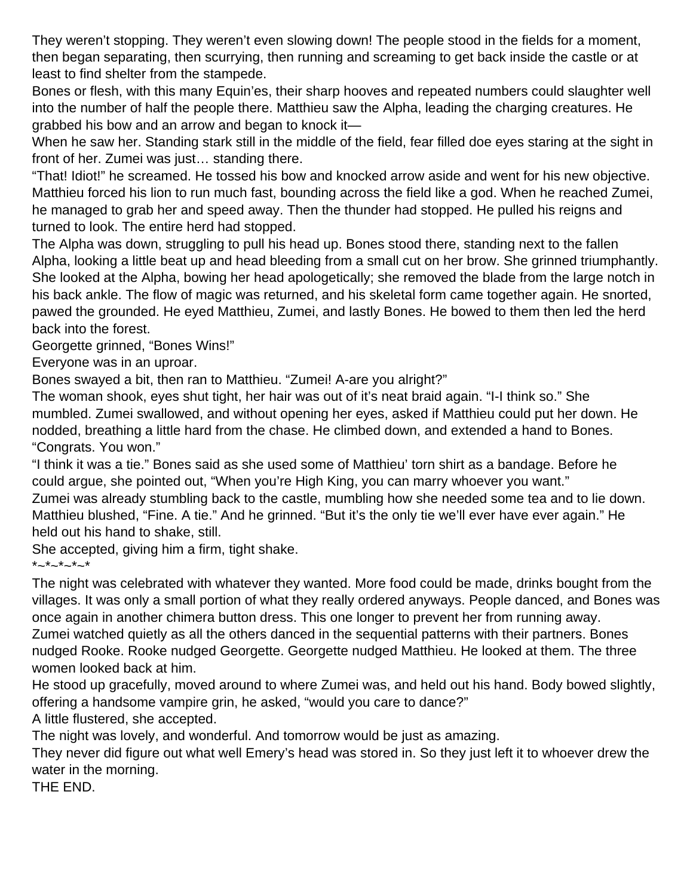They weren't stopping. They weren't even slowing down! The people stood in the fields for a moment, then began separating, then scurrying, then running and screaming to get back inside the castle or at least to find shelter from the stampede.

Bones or flesh, with this many Equin'es, their sharp hooves and repeated numbers could slaughter well into the number of half the people there. Matthieu saw the Alpha, leading the charging creatures. He grabbed his bow and an arrow and began to knock it—

When he saw her. Standing stark still in the middle of the field, fear filled doe eyes staring at the sight in front of her. Zumei was just… standing there.

"That! Idiot!" he screamed. He tossed his bow and knocked arrow aside and went for his new objective. Matthieu forced his lion to run much fast, bounding across the field like a god. When he reached Zumei, he managed to grab her and speed away. Then the thunder had stopped. He pulled his reigns and turned to look. The entire herd had stopped.

The Alpha was down, struggling to pull his head up. Bones stood there, standing next to the fallen Alpha, looking a little beat up and head bleeding from a small cut on her brow. She grinned triumphantly. She looked at the Alpha, bowing her head apologetically; she removed the blade from the large notch in his back ankle. The flow of magic was returned, and his skeletal form came together again. He snorted, pawed the grounded. He eyed Matthieu, Zumei, and lastly Bones. He bowed to them then led the herd back into the forest.

Georgette grinned, "Bones Wins!"

Everyone was in an uproar.

Bones swayed a bit, then ran to Matthieu. "Zumei! A-are you alright?"

The woman shook, eyes shut tight, her hair was out of it's neat braid again. "I-I think so." She mumbled. Zumei swallowed, and without opening her eyes, asked if Matthieu could put her down. He nodded, breathing a little hard from the chase. He climbed down, and extended a hand to Bones. "Congrats. You won."

"I think it was a tie." Bones said as she used some of Matthieu' torn shirt as a bandage. Before he could argue, she pointed out, "When you're High King, you can marry whoever you want."

Zumei was already stumbling back to the castle, mumbling how she needed some tea and to lie down. Matthieu blushed, "Fine. A tie." And he grinned. "But it's the only tie we'll ever have ever again." He held out his hand to shake, still.

She accepted, giving him a firm, tight shake.

*~*~*~*~*

The night was celebrated with whatever they wanted. More food could be made, drinks bought from the villages. It was only a small portion of what they really ordered anyways. People danced, and Bones was once again in another chimera button dress. This one longer to prevent her from running away.

Zumei watched quietly as all the others danced in the sequential patterns with their partners. Bones nudged Rooke. Rooke nudged Georgette. Georgette nudged Matthieu. He looked at them. The three women looked back at him.

He stood up gracefully, moved around to where Zumei was, and held out his hand. Body bowed slightly, offering a handsome vampire grin, he asked, "would you care to dance?"

A little flustered, she accepted.

The night was lovely, and wonderful. And tomorrow would be just as amazing.

They never did figure out what well Emery's head was stored in. So they just left it to whoever drew the water in the morning.

THE END.